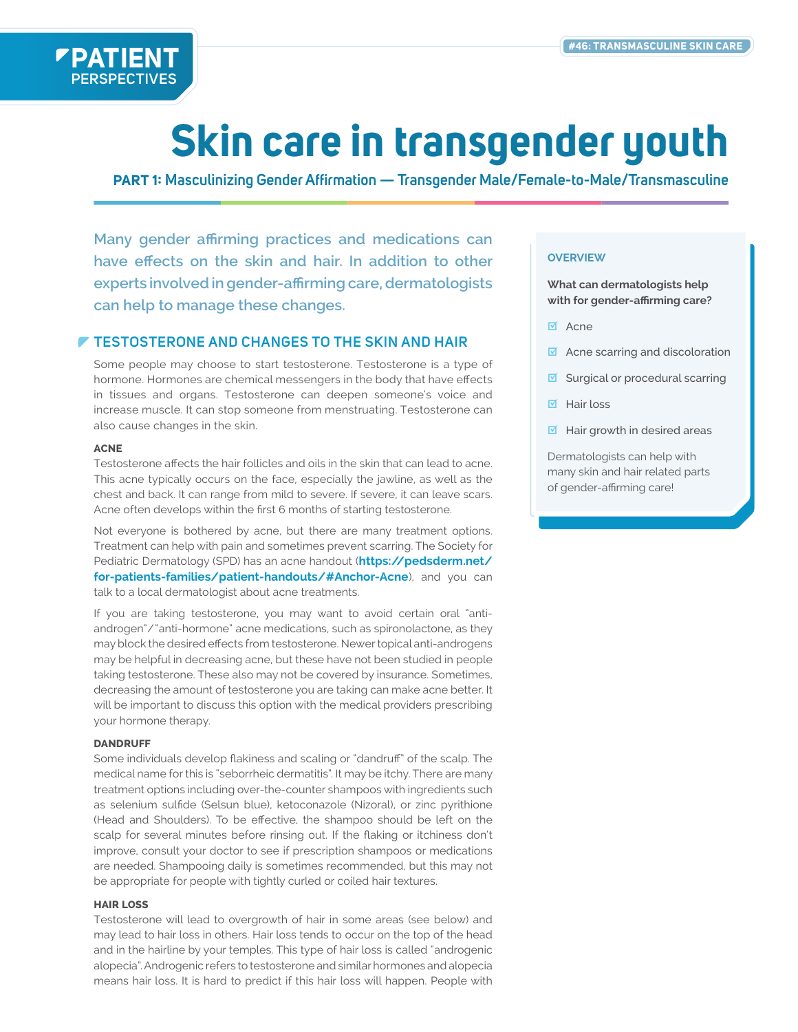**PATIENT PERSPECTIVES**

#46: TRANSMASCULINE SKIN CARE

# Skin care in transgender youth

**PART 1: Masculinizing Gender Affirmation — Transgender Male/Female-to-Male/Transmasculine**

Many gender affirming practices and medications can have effects on the skin and hair. In addition to other experts involved in gender-affirming care, dermatologists can help to manage these changes.

> **OVERVIEW**
>
> **What can dermatologists help with for gender-affirming care?**
>
> - Acne
> - Acne scarring and discoloration
> - Surgical or procedural scarring
> - Hair loss
> - Hair growth in desired areas
>
> Dermatologists can help with many skin and hair related parts of gender-affirming care!

## TESTOSTERONE AND CHANGES TO THE SKIN AND HAIR

Some people may choose to start testosterone. Testosterone is a type of hormone. Hormones are chemical messengers in the body that have effects in tissues and organs. Testosterone can deepen someone's voice and increase muscle. It can stop someone from menstruating. Testosterone can also cause changes in the skin.

### ACNE

Testosterone affects the hair follicles and oils in the skin that can lead to acne. This acne typically occurs on the face, especially the jawline, as well as the chest and back. It can range from mild to severe. If severe, it can leave scars. Acne often develops within the first 6 months of starting testosterone.

Not everyone is bothered by acne, but there are many treatment options. Treatment can help with pain and sometimes prevent scarring. The Society for Pediatric Dermatology (SPD) has an acne handout (**https://pedsderm.net/for-patients-families/patient-handouts/#Anchor-Acne**), and you can talk to a local dermatologist about acne treatments.

If you are taking testosterone, you may want to avoid certain oral "anti-androgen"/"anti-hormone" acne medications, such as spironolactone, as they may block the desired effects from testosterone. Newer topical anti-androgens may be helpful in decreasing acne, but these have not been studied in people taking testosterone. These also may not be covered by insurance. Sometimes, decreasing the amount of testosterone you are taking can make acne better. It will be important to discuss this option with the medical providers prescribing your hormone therapy.

### DANDRUFF

Some individuals develop flakiness and scaling or "dandruff" of the scalp. The medical name for this is "seborrheic dermatitis". It may be itchy. There are many treatment options including over-the-counter shampoos with ingredients such as selenium sulfide (Selsun blue), ketoconazole (Nizoral), or zinc pyrithione (Head and Shoulders). To be effective, the shampoo should be left on the scalp for several minutes before rinsing out. If the flaking or itchiness don't improve, consult your doctor to see if prescription shampoos or medications are needed. Shampooing daily is sometimes recommended, but this may not be appropriate for people with tightly curled or coiled hair textures.

### HAIR LOSS

Testosterone will lead to overgrowth of hair in some areas (see below) and may lead to hair loss in others. Hair loss tends to occur on the top of the head and in the hairline by your temples. This type of hair loss is called "androgenic alopecia". Androgenic refers to testosterone and similar hormones and alopecia means hair loss. It is hard to predict if this hair loss will happen. People with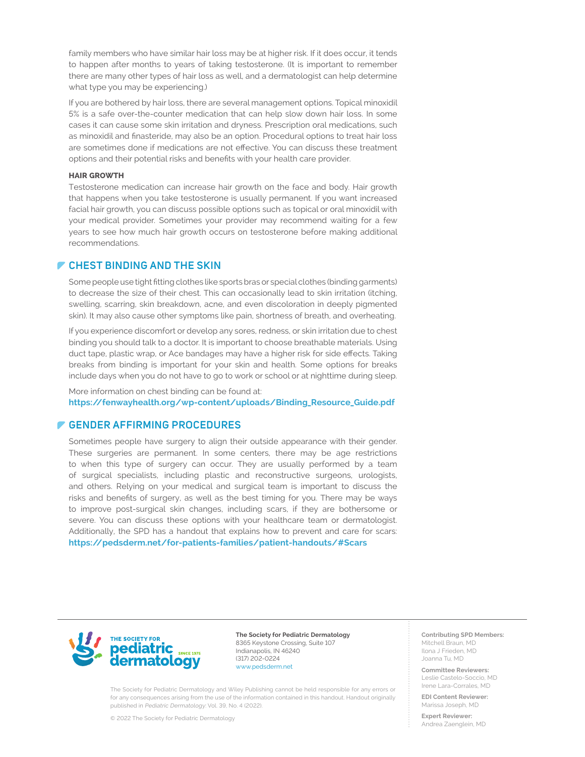family members who have similar hair loss may be at higher risk. If it does occur, it tends to happen after months to years of taking testosterone. (It is important to remember there are many other types of hair loss as well, and a dermatologist can help determine what type you may be experiencing.)

If you are bothered by hair loss, there are several management options. Topical minoxidil 5% is a safe over-the-counter medication that can help slow down hair loss. In some cases it can cause some skin irritation and dryness. Prescription oral medications, such as minoxidil and finasteride, may also be an option. Procedural options to treat hair loss are sometimes done if medications are not effective. You can discuss these treatment options and their potential risks and benefits with your health care provider.

### HAIR GROWTH

Testosterone medication can increase hair growth on the face and body. Hair growth that happens when you take testosterone is usually permanent. If you want increased facial hair growth, you can discuss possible options such as topical or oral minoxidil with your medical provider. Sometimes your provider may recommend waiting for a few years to see how much hair growth occurs on testosterone before making additional recommendations.

## CHEST BINDING AND THE SKIN

Some people use tight fitting clothes like sports bras or special clothes (binding garments) to decrease the size of their chest. This can occasionally lead to skin irritation (itching, swelling, scarring, skin breakdown, acne, and even discoloration in deeply pigmented skin). It may also cause other symptoms like pain, shortness of breath, and overheating.

If you experience discomfort or develop any sores, redness, or skin irritation due to chest binding you should talk to a doctor. It is important to choose breathable materials. Using duct tape, plastic wrap, or Ace bandages may have a higher risk for side effects. Taking breaks from binding is important for your skin and health. Some options for breaks include days when you do not have to go to work or school or at nighttime during sleep.

More information on chest binding can be found at:
**https://fenwayhealth.org/wp-content/uploads/Binding_Resource_Guide.pdf**

## GENDER AFFIRMING PROCEDURES

Sometimes people have surgery to align their outside appearance with their gender. These surgeries are permanent. In some centers, there may be age restrictions to when this type of surgery can occur. They are usually performed by a team of surgical specialists, including plastic and reconstructive surgeons, urologists, and others. Relying on your medical and surgical team is important to discuss the risks and benefits of surgery, as well as the best timing for you. There may be ways to improve post-surgical skin changes, including scars, if they are bothersome or severe. You can discuss these options with your healthcare team or dermatologist. Additionally, the SPD has a handout that explains how to prevent and care for scars: **https://pedsderm.net/for-patients-families/patient-handouts/#Scars**

THE SOCIETY FOR pediatric dermatology SINCE 1975

**The Society for Pediatric Dermatology**
8365 Keystone Crossing, Suite 107
Indianapolis, IN 46240
(317) 202-0224
www.pedsderm.net

The Society for Pediatric Dermatology and Wiley Publishing cannot be held responsible for any errors or for any consequences arising from the use of the information contained in this handout. Handout originally published in *Pediatric Dermatology*: Vol. 39, No. 4 (2022).

© 2022 The Society for Pediatric Dermatology

**Contributing SPD Members:**
Mitchell Braun, MD
Ilona J Frieden, MD
Joanna Tu, MD

**Committee Reviewers:**
Leslie Castelo-Soccio, MD
Irene Lara-Corrales, MD

**EDI Content Reviewer:**
Marissa Joseph, MD

**Expert Reviewer:**
Andrea Zaenglein, MD